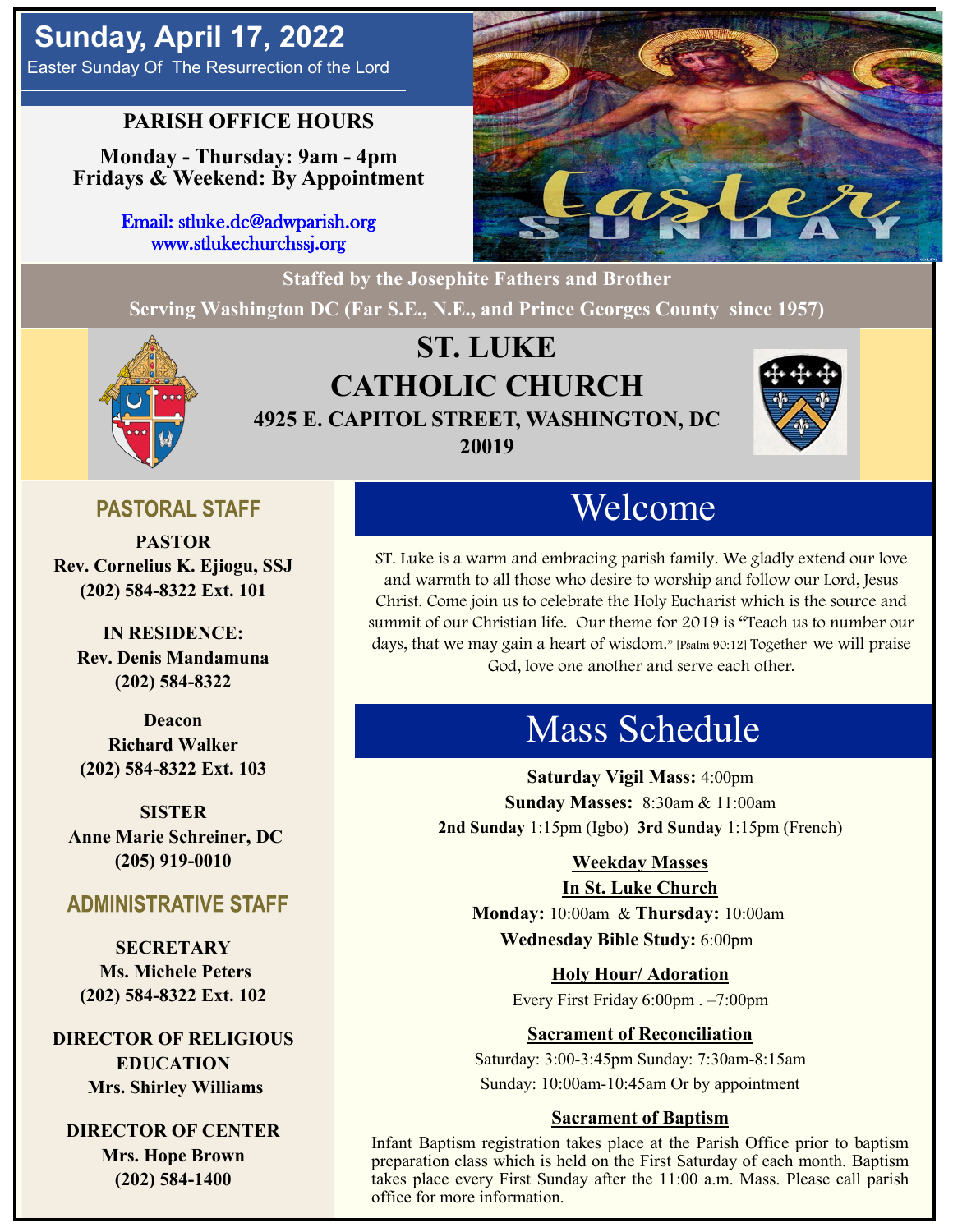# Sunday, April 17, 2022

Easter Sunday Of The Resurrection of the Lord

**PARISH OFFICE HOURS**

**Monday - Thursday: 9am - 4pm**
**Fridays & Weekend: By Appointment**

Email: stluke.dc@adwparish.org
www.stlukechurchssj.org

**Staffed by the Josephite Fathers and Brother**

**Serving Washington DC (Far S.E., N.E., and Prince Georges County since 1957)**

# ST. LUKE CATHOLIC CHURCH

**4925 E. CAPITOL STREET, WASHINGTON, DC 20019**

## PASTORAL STAFF

**PASTOR**
**Rev. Cornelius K. Ejiogu, SSJ**
**(202) 584-8322 Ext. 101**

**IN RESIDENCE:**
**Rev. Denis Mandamuna**
**(202) 584-8322**

**Deacon**
**Richard Walker**
**(202) 584-8322 Ext. 103**

**SISTER**
**Anne Marie Schreiner, DC**
**(205) 919-0010**

## ADMINISTRATIVE STAFF

**SECRETARY**
**Ms. Michele Peters**
**(202) 584-8322 Ext. 102**

**DIRECTOR OF RELIGIOUS EDUCATION**
**Mrs. Shirley Williams**

**DIRECTOR OF CENTER**
**Mrs. Hope Brown**
**(202) 584-1400**

## Welcome

ST. Luke is a warm and embracing parish family. We gladly extend our love and warmth to all those who desire to worship and follow our Lord, Jesus Christ. Come join us to celebrate the Holy Eucharist which is the source and summit of our Christian life. Our theme for 2019 is "Teach us to number our days, that we may gain a heart of wisdom." [Psalm 90:12] Together we will praise God, love one another and serve each other.

## Mass Schedule

**Saturday Vigil Mass:** 4:00pm
**Sunday Masses:** 8:30am & 11:00am
**2nd Sunday** 1:15pm (Igbo) **3rd Sunday** 1:15pm (French)

**Weekday Masses**
**In St. Luke Church**
**Monday:** 10:00am & **Thursday:** 10:00am
**Wednesday Bible Study:** 6:00pm

**Holy Hour/ Adoration**
Every First Friday 6:00pm . –7:00pm

**Sacrament of Reconciliation**
Saturday: 3:00-3:45pm Sunday: 7:30am-8:15am
Sunday: 10:00am-10:45am Or by appointment

**Sacrament of Baptism**
Infant Baptism registration takes place at the Parish Office prior to baptism preparation class which is held on the First Saturday of each month. Baptism takes place every First Sunday after the 11:00 a.m. Mass. Please call parish office for more information.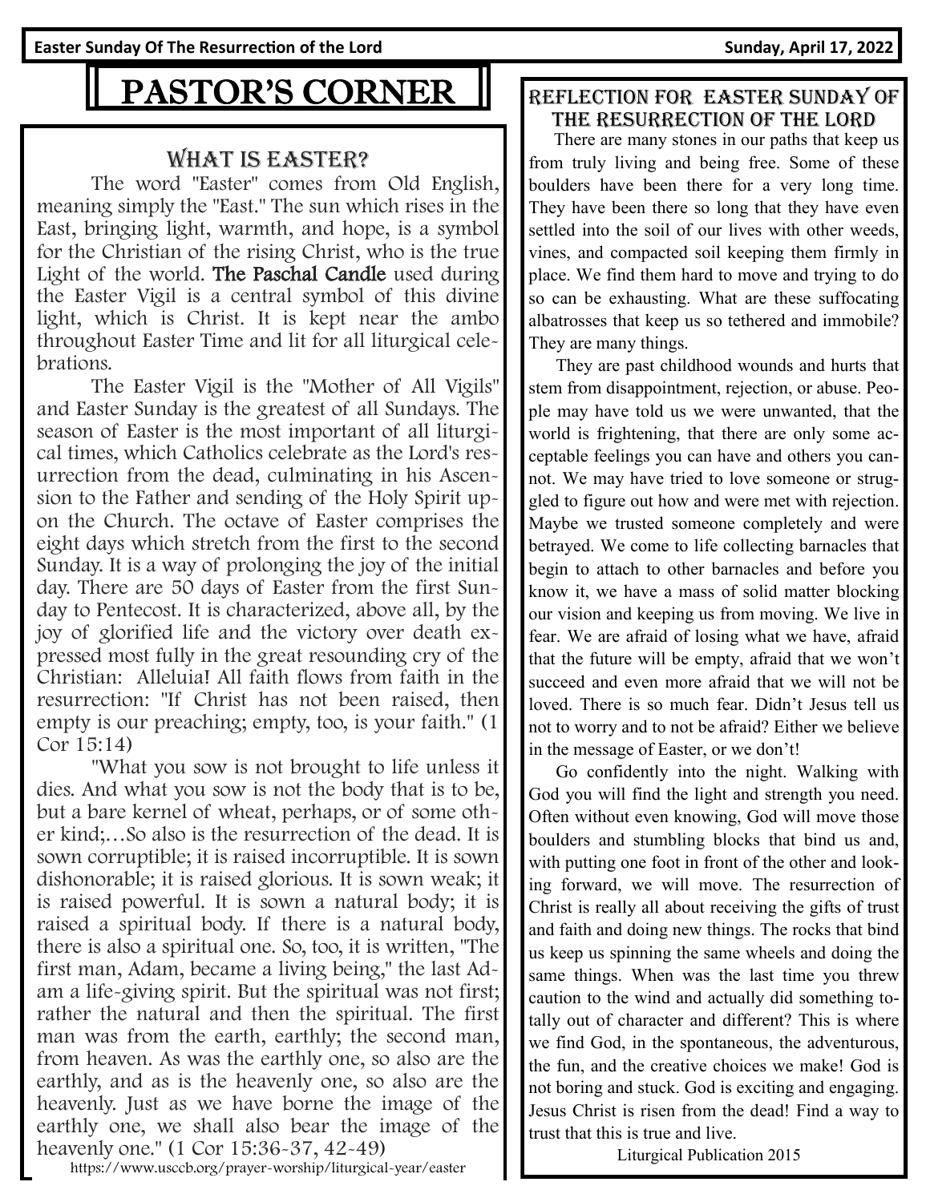# PASTOR'S CORNER

## WHAT IS EASTER?

The word "Easter" comes from Old English, meaning simply the "East." The sun which rises in the East, bringing light, warmth, and hope, is a symbol for the Christian of the rising Christ, who is the true Light of the world. **The Paschal Candle** used during the Easter Vigil is a central symbol of this divine light, which is Christ. It is kept near the ambo throughout Easter Time and lit for all liturgical celebrations.

The Easter Vigil is the "Mother of All Vigils" and Easter Sunday is the greatest of all Sundays. The season of Easter is the most important of all liturgical times, which Catholics celebrate as the Lord's resurrection from the dead, culminating in his Ascension to the Father and sending of the Holy Spirit upon the Church. The octave of Easter comprises the eight days which stretch from the first to the second Sunday. It is a way of prolonging the joy of the initial day. There are 50 days of Easter from the first Sunday to Pentecost. It is characterized, above all, by the joy of glorified life and the victory over death expressed most fully in the great resounding cry of the Christian: Alleluia! All faith flows from faith in the resurrection: "If Christ has not been raised, then empty is our preaching; empty, too, is your faith." (1 Cor 15:14)

"What you sow is not brought to life unless it dies. And what you sow is not the body that is to be, but a bare kernel of wheat, perhaps, or of some other kind;…So also is the resurrection of the dead. It is sown corruptible; it is raised incorruptible. It is sown dishonorable; it is raised glorious. It is sown weak; it is raised powerful. It is sown a natural body; it is raised a spiritual body. If there is a natural body, there is also a spiritual one. So, too, it is written, "The first man, Adam, became a living being," the last Adam a life-giving spirit. But the spiritual was not first; rather the natural and then the spiritual. The first man was from the earth, earthly; the second man, from heaven. As was the earthly one, so also are the earthly, and as is the heavenly one, so also are the heavenly. Just as we have borne the image of the earthly one, we shall also bear the image of the heavenly one." (1 Cor 15:36-37, 42-49)

https://www.usccb.org/prayer-worship/liturgical-year/easter

## REFLECTION FOR EASTER SUNDAY OF THE RESURRECTION OF THE LORD

There are many stones in our paths that keep us from truly living and being free. Some of these boulders have been there for a very long time. They have been there so long that they have even settled into the soil of our lives with other weeds, vines, and compacted soil keeping them firmly in place. We find them hard to move and trying to do so can be exhausting. What are these suffocating albatrosses that keep us so tethered and immobile? They are many things.

They are past childhood wounds and hurts that stem from disappointment, rejection, or abuse. People may have told us we were unwanted, that the world is frightening, that there are only some acceptable feelings you can have and others you cannot. We may have tried to love someone or struggled to figure out how and were met with rejection. Maybe we trusted someone completely and were betrayed. We come to life collecting barnacles that begin to attach to other barnacles and before you know it, we have a mass of solid matter blocking our vision and keeping us from moving. We live in fear. We are afraid of losing what we have, afraid that the future will be empty, afraid that we won't succeed and even more afraid that we will not be loved. There is so much fear. Didn't Jesus tell us not to worry and to not be afraid? Either we believe in the message of Easter, or we don't!

Go confidently into the night. Walking with God you will find the light and strength you need. Often without even knowing, God will move those boulders and stumbling blocks that bind us and, with putting one foot in front of the other and looking forward, we will move. The resurrection of Christ is really all about receiving the gifts of trust and faith and doing new things. The rocks that bind us keep us spinning the same wheels and doing the same things. When was the last time you threw caution to the wind and actually did something totally out of character and different? This is where we find God, in the spontaneous, the adventurous, the fun, and the creative choices we make! God is not boring and stuck. God is exciting and engaging. Jesus Christ is risen from the dead! Find a way to trust that this is true and live.

Liturgical Publication 2015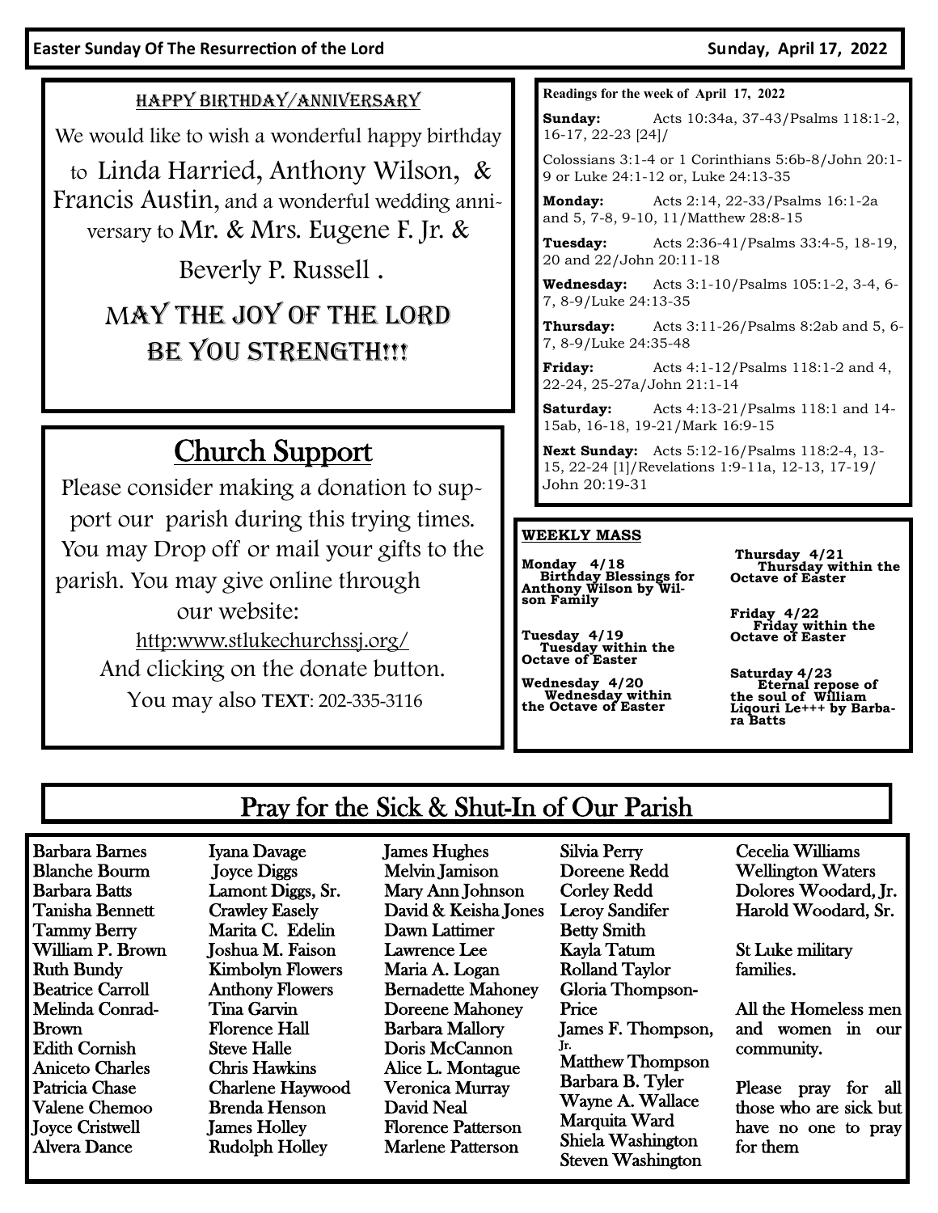## HAPPY BIRTHDAY/ANNIVERSARY

We would like to wish a wonderful happy birthday to Linda Harried, Anthony Wilson, & Francis Austin, and a wonderful wedding anniversary to Mr. & Mrs. Eugene F. Jr. & Beverly P. Russell .

MAY THE JOY OF THE LORD BE YOU STRENGTH!!!

## Church Support

Please consider making a donation to support our parish during this trying times. You may Drop off or mail your gifts to the parish. You may give online through our website:

http:www.stlukechurchssj.org/

And clicking on the donate button.

You may also **TEXT**: 202-335-3116

**Readings for the week of April 17, 2022**

**Sunday:** Acts 10:34a, 37-43/Psalms 118:1-2, 16-17, 22-23 [24]/

Colossians 3:1-4 or 1 Corinthians 5:6b-8/John 20:1-9 or Luke 24:1-12 or, Luke 24:13-35

**Monday:** Acts 2:14, 22-33/Psalms 16:1-2a and 5, 7-8, 9-10, 11/Matthew 28:8-15

**Tuesday:** Acts 2:36-41/Psalms 33:4-5, 18-19, 20 and 22/John 20:11-18

**Wednesday:** Acts 3:1-10/Psalms 105:1-2, 3-4, 6-7, 8-9/Luke 24:13-35

**Thursday:** Acts 3:11-26/Psalms 8:2ab and 5, 6-7, 8-9/Luke 24:35-48

**Friday:** Acts 4:1-12/Psalms 118:1-2 and 4, 22-24, 25-27a/John 21:1-14

**Saturday:** Acts 4:13-21/Psalms 118:1 and 14-15ab, 16-18, 19-21/Mark 16:9-15

**Next Sunday:** Acts 5:12-16/Psalms 118:2-4, 13-15, 22-24 [1]/Revelations 1:9-11a, 12-13, 17-19/ John 20:19-31

**WEEKLY MASS**

**Monday 4/18**
**Birthday Blessings for Anthony Wilson by Wilson Family**

**Tuesday 4/19**
**Tuesday within the Octave of Easter**

**Wednesday 4/20**
**Wednesday within the Octave of Easter**

**Thursday 4/21**
**Thursday within the Octave of Easter**

**Friday 4/22**
**Friday within the Octave of Easter**

**Saturday 4/23**
**Eternal repose of the soul of William Liqouri Le+++ by Barbara Batts**

## Pray for the Sick & Shut-In of Our Parish

Barbara Barnes
Blanche Bourm
Barbara Batts
Tanisha Bennett
Tammy Berry
William P. Brown
Ruth Bundy
Beatrice Carroll
Melinda Conrad-Brown
Edith Cornish
Aniceto Charles
Patricia Chase
Valene Chemoo
Joyce Cristwell
Alvera Dance
Iyana Davage
Joyce Diggs
Lamont Diggs, Sr.
Crawley Easely
Marita C. Edelin
Joshua M. Faison
Kimbolyn Flowers
Anthony Flowers
Tina Garvin
Florence Hall
Steve Halle
Chris Hawkins
Charlene Haywood
Brenda Henson
James Holley
Rudolph Holley
James Hughes
Melvin Jamison
Mary Ann Johnson
David & Keisha Jones
Dawn Lattimer
Lawrence Lee
Maria A. Logan
Bernadette Mahoney
Doreene Mahoney
Barbara Mallory
Doris McCannon
Alice L. Montague
Veronica Murray
David Neal
Florence Patterson
Marlene Patterson
Silvia Perry
Doreene Redd
Corley Redd
Leroy Sandifer
Betty Smith
Kayla Tatum
Rolland Taylor
Gloria Thompson-Price
James F. Thompson, Jr.
Matthew Thompson
Barbara B. Tyler
Wayne A. Wallace
Marquita Ward
Shiela Washington
Steven Washington
Cecelia Williams
Wellington Waters
Dolores Woodard, Jr.
Harold Woodard, Sr.

St Luke military families.

All the Homeless men and women in our community.

Please pray for all those who are sick but have no one to pray for them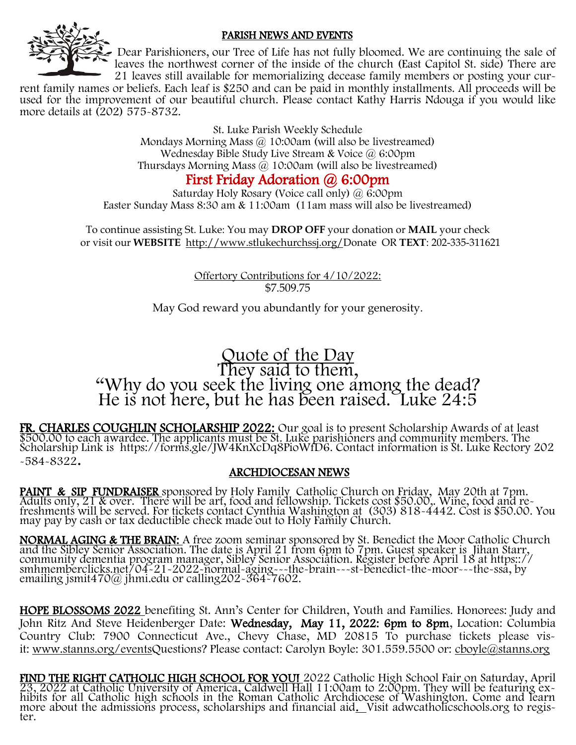## PARISH NEWS AND EVENTS

Dear Parishioners, our Tree of Life has not fully bloomed. We are continuing the sale of leaves the northwest corner of the inside of the church (East Capitol St. side) There are 21 leaves still available for memorializing decease family members or posting your current family names or beliefs. Each leaf is $250 and can be paid in monthly installments. All proceeds will be used for the improvement of our beautiful church. Please contact Kathy Harris Ndouga if you would like more details at (202) 575-8732.

St. Luke Parish Weekly Schedule
Mondays Morning Mass @ 10:00am (will also be livestreamed)
Wednesday Bible Study Live Stream & Voice @ 6:00pm
Thursdays Morning Mass @ 10:00am (will also be livestreamed)

**First Friday Adoration @ 6:00pm**

Saturday Holy Rosary (Voice call only) @ 6:00pm
Easter Sunday Mass 8:30 am & 11:00am (11am mass will also be livestreamed)

To continue assisting St. Luke: You may **DROP OFF** your donation or **MAIL** your check or visit our **WEBSITE** http://www.stlukechurchssj.org/Donate OR **TEXT**: 202-335-311621

Offertory Contributions for 4/10/2022:
$7.509.75

May God reward you abundantly for your generosity.

## Quote of the Day

They said to them,
"Why do you seek the living one among the dead?
He is not here, but he has been raised. Luke 24:5

**FR. CHARLES COUGHLIN SCHOLARSHIP 2022:** Our goal is to present Scholarship Awards of at least $500.00 to each awardee. The applicants must be St. Luke parishioners and community members. The Scholarship Link is https://forms.gle/JW4KnXcDq8PioWfD6. Contact information is St. Luke Rectory 202 -584-8322.

## ARCHDIOCESAN NEWS

**PAINT & SIP FUNDRAISER** sponsored by Holy Family Catholic Church on Friday, May 20th at 7pm. Adults only, 21 & over. There will be art, food and fellowship. Tickets cost $50.00,. Wine, food and refreshments will be served. For tickets contact Cynthia Washington at (303) 818-4442. Cost is $50.00. You may pay by cash or tax deductible check made out to Holy Family Church.

**NORMAL AGING & THE BRAIN:** A free zoom seminar sponsored by St. Benedict the Moor Catholic Church and the Sibley Senior Association. The date is April 21 from 6pm to 7pm. Guest speaker is Jihan Starr, community dementia program manager, Sibley Senior Association. Register before April 18 at https:://smhmemberclicks.net/04-21-2022-normal-aging---the-brain---st-benedict-the-moor---the-ssa, by emailing jsmit470@ jhmi.edu or calling202-364-7602.

**HOPE BLOSSOMS 2022** benefiting St. Ann's Center for Children, Youth and Families. Honorees: Judy and John Ritz And Steve Heidenberger Date: **Wednesday, May 11, 2022: 6pm to 8pm**, Location: Columbia Country Club: 7900 Connecticut Ave., Chevy Chase, MD 20815 To purchase tickets please visit: www.stanns.org/eventsQuestions? Please contact: Carolyn Boyle: 301.559.5500 or: cboyle@stanns.org

**FIND THE RIGHT CATHOLIC HIGH SCHOOL FOR YOU!** 2022 Catholic High School Fair on Saturday, April 23, 2022 at Catholic University of America, Caldwell Hall 11:00am to 2:00pm. They will be featuring exhibits for all Catholic high schools in the Roman Catholic Archdiocese of Washington. Come and learn more about the admissions process, scholarships and financial aid. Visit adwcatholicschools.org to register.